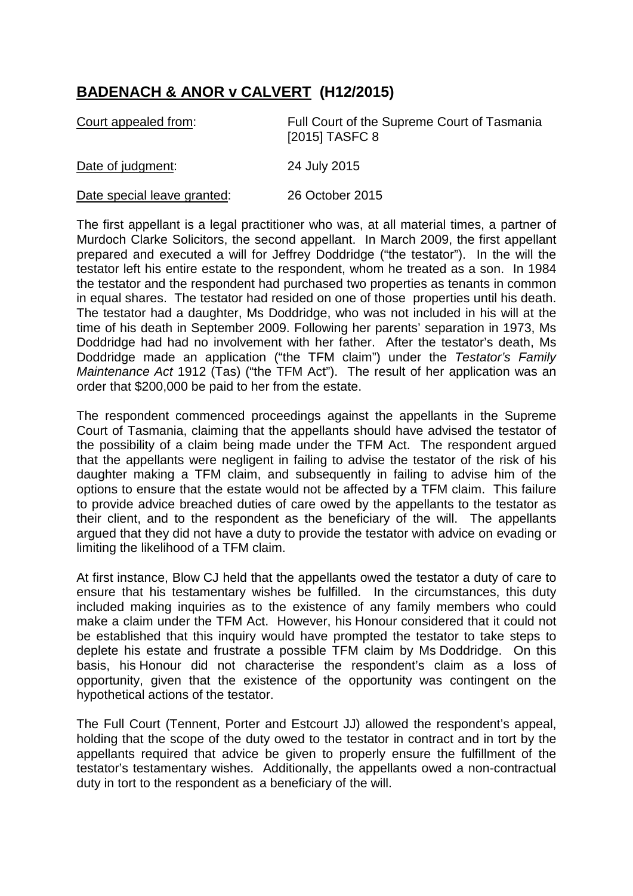## **BADENACH & ANOR v CALVERT (H12/2015)**

| Court appealed from: | Full Court of the Supreme Court of Tasmania [2015] TASFC 8 |
|---|---|
| Date of judgment: | 24 July 2015 |
| Date special leave granted: | 26 October 2015 |

The first appellant is a legal practitioner who was, at all material times, a partner of Murdoch Clarke Solicitors, the second appellant. In March 2009, the first appellant prepared and executed a will for Jeffrey Doddridge ("the testator"). In the will the testator left his entire estate to the respondent, whom he treated as a son. In 1984 the testator and the respondent had purchased two properties as tenants in common in equal shares. The testator had resided on one of those properties until his death. The testator had a daughter, Ms Doddridge, who was not included in his will at the time of his death in September 2009. Following her parents' separation in 1973, Ms Doddridge had had no involvement with her father. After the testator's death, Ms Doddridge made an application ("the TFM claim") under the *Testator's Family Maintenance Act* 1912 (Tas) ("the TFM Act"). The result of her application was an order that $200,000 be paid to her from the estate.

The respondent commenced proceedings against the appellants in the Supreme Court of Tasmania, claiming that the appellants should have advised the testator of the possibility of a claim being made under the TFM Act. The respondent argued that the appellants were negligent in failing to advise the testator of the risk of his daughter making a TFM claim, and subsequently in failing to advise him of the options to ensure that the estate would not be affected by a TFM claim. This failure to provide advice breached duties of care owed by the appellants to the testator as their client, and to the respondent as the beneficiary of the will. The appellants argued that they did not have a duty to provide the testator with advice on evading or limiting the likelihood of a TFM claim.

At first instance, Blow CJ held that the appellants owed the testator a duty of care to ensure that his testamentary wishes be fulfilled. In the circumstances, this duty included making inquiries as to the existence of any family members who could make a claim under the TFM Act. However, his Honour considered that it could not be established that this inquiry would have prompted the testator to take steps to deplete his estate and frustrate a possible TFM claim by Ms Doddridge. On this basis, his Honour did not characterise the respondent's claim as a loss of opportunity, given that the existence of the opportunity was contingent on the hypothetical actions of the testator.

The Full Court (Tennent, Porter and Estcourt JJ) allowed the respondent's appeal, holding that the scope of the duty owed to the testator in contract and in tort by the appellants required that advice be given to properly ensure the fulfillment of the testator's testamentary wishes. Additionally, the appellants owed a non-contractual duty in tort to the respondent as a beneficiary of the will.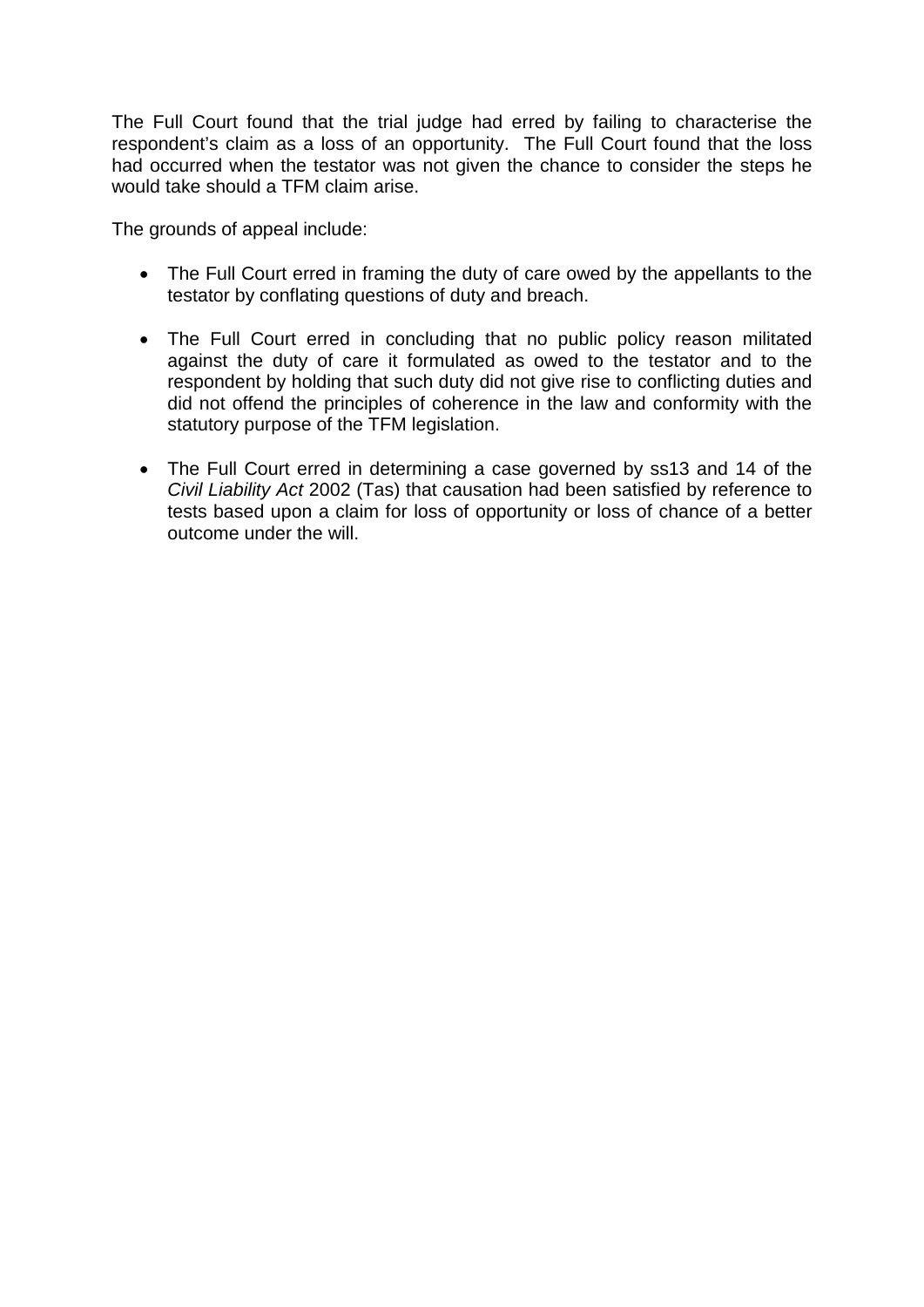The Full Court found that the trial judge had erred by failing to characterise the respondent's claim as a loss of an opportunity. The Full Court found that the loss had occurred when the testator was not given the chance to consider the steps he would take should a TFM claim arise.

The grounds of appeal include:

- The Full Court erred in framing the duty of care owed by the appellants to the testator by conflating questions of duty and breach.
- The Full Court erred in concluding that no public policy reason militated against the duty of care it formulated as owed to the testator and to the respondent by holding that such duty did not give rise to conflicting duties and did not offend the principles of coherence in the law and conformity with the statutory purpose of the TFM legislation.
- The Full Court erred in determining a case governed by ss13 and 14 of the *Civil Liability Act* 2002 (Tas) that causation had been satisfied by reference to tests based upon a claim for loss of opportunity or loss of chance of a better outcome under the will.